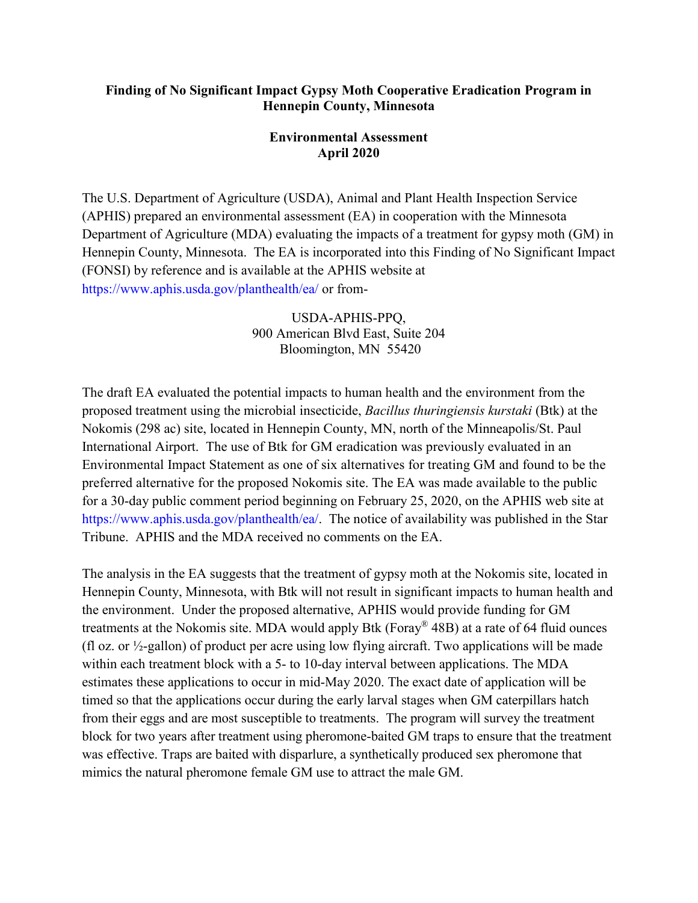**Finding of No Significant Impact Gypsy Moth Cooperative Eradication Program in Hennepin County, Minnesota**

**Environmental Assessment**
**April 2020**

The U.S. Department of Agriculture (USDA), Animal and Plant Health Inspection Service (APHIS) prepared an environmental assessment (EA) in cooperation with the Minnesota Department of Agriculture (MDA) evaluating the impacts of a treatment for gypsy moth (GM) in Hennepin County, Minnesota. The EA is incorporated into this Finding of No Significant Impact (FONSI) by reference and is available at the APHIS website at https://www.aphis.usda.gov/planthealth/ea/ or from-

USDA-APHIS-PPQ,
900 American Blvd East, Suite 204
Bloomington, MN 55420

The draft EA evaluated the potential impacts to human health and the environment from the proposed treatment using the microbial insecticide, *Bacillus thuringiensis kurstaki* (Btk) at the Nokomis (298 ac) site, located in Hennepin County, MN, north of the Minneapolis/St. Paul International Airport. The use of Btk for GM eradication was previously evaluated in an Environmental Impact Statement as one of six alternatives for treating GM and found to be the preferred alternative for the proposed Nokomis site. The EA was made available to the public for a 30-day public comment period beginning on February 25, 2020, on the APHIS web site at https://www.aphis.usda.gov/planthealth/ea/. The notice of availability was published in the Star Tribune. APHIS and the MDA received no comments on the EA.

The analysis in the EA suggests that the treatment of gypsy moth at the Nokomis site, located in Hennepin County, Minnesota, with Btk will not result in significant impacts to human health and the environment. Under the proposed alternative, APHIS would provide funding for GM treatments at the Nokomis site. MDA would apply Btk (Foray® 48B) at a rate of 64 fluid ounces (fl oz. or ½-gallon) of product per acre using low flying aircraft. Two applications will be made within each treatment block with a 5- to 10-day interval between applications. The MDA estimates these applications to occur in mid-May 2020. The exact date of application will be timed so that the applications occur during the early larval stages when GM caterpillars hatch from their eggs and are most susceptible to treatments. The program will survey the treatment block for two years after treatment using pheromone-baited GM traps to ensure that the treatment was effective. Traps are baited with disparlure, a synthetically produced sex pheromone that mimics the natural pheromone female GM use to attract the male GM.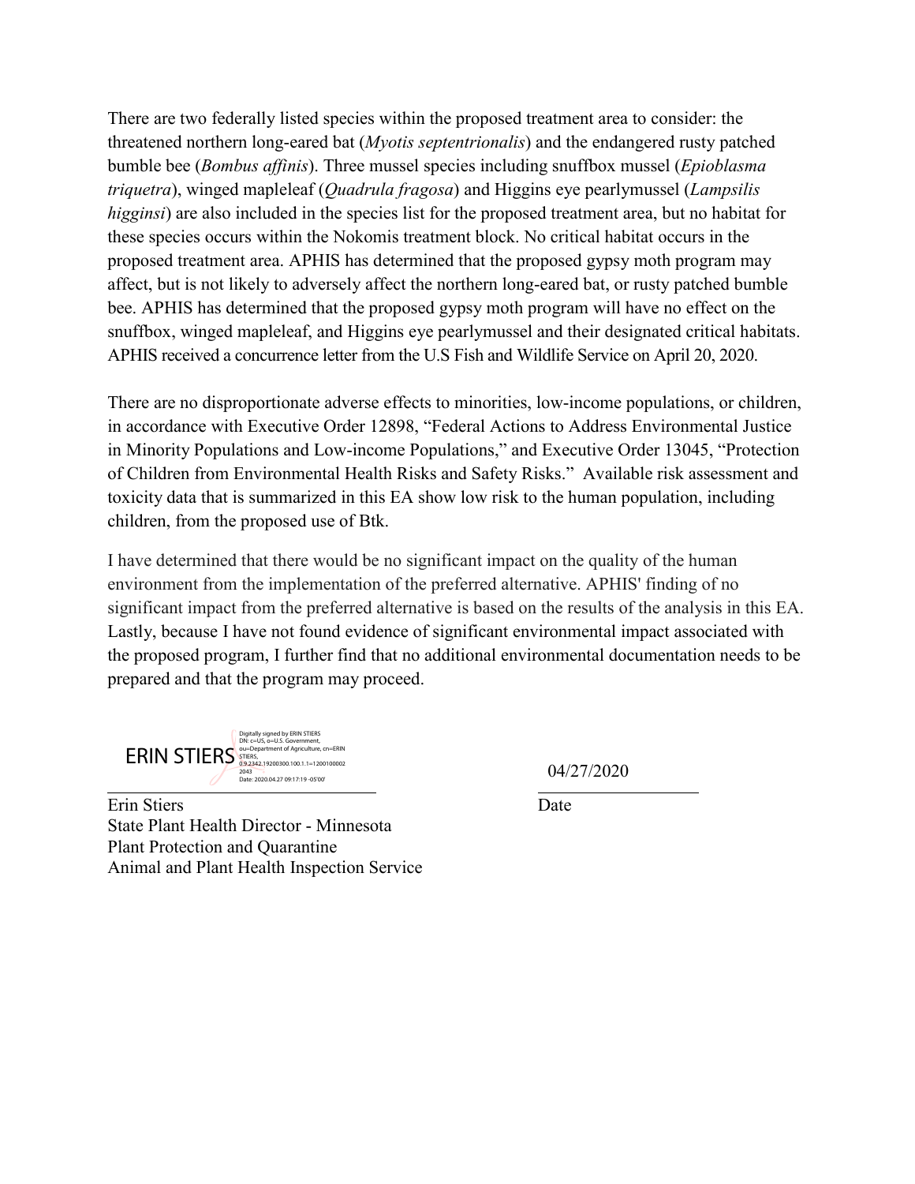There are two federally listed species within the proposed treatment area to consider: the threatened northern long-eared bat (*Myotis septentrionalis*) and the endangered rusty patched bumble bee (*Bombus affinis*). Three mussel species including snuffbox mussel (*Epioblasma triquetra*), winged mapleleaf (*Quadrula fragosa*) and Higgins eye pearlymussel (*Lampsilis higginsi*) are also included in the species list for the proposed treatment area, but no habitat for these species occurs within the Nokomis treatment block. No critical habitat occurs in the proposed treatment area. APHIS has determined that the proposed gypsy moth program may affect, but is not likely to adversely affect the northern long-eared bat, or rusty patched bumble bee. APHIS has determined that the proposed gypsy moth program will have no effect on the snuffbox, winged mapleleaf, and Higgins eye pearlymussel and their designated critical habitats. APHIS received a concurrence letter from the U.S Fish and Wildlife Service on April 20, 2020.

There are no disproportionate adverse effects to minorities, low-income populations, or children, in accordance with Executive Order 12898, "Federal Actions to Address Environmental Justice in Minority Populations and Low-income Populations," and Executive Order 13045, "Protection of Children from Environmental Health Risks and Safety Risks." Available risk assessment and toxicity data that is summarized in this EA show low risk to the human population, including children, from the proposed use of Btk.

I have determined that there would be no significant impact on the quality of the human environment from the implementation of the preferred alternative. APHIS' finding of no significant impact from the preferred alternative is based on the results of the analysis in this EA. Lastly, because I have not found evidence of significant environmental impact associated with the proposed program, I further find that no additional environmental documentation needs to be prepared and that the program may proceed.

ERIN STIERS

Digitally signed by ERIN STIERS
DN: c=US, o=U.S. Government, ou=Department of Agriculture, cn=ERIN STIERS, 0.9.2342.19200300.100.1.1=12001000022043
Date: 2020.04.27 09:17:19 -05'00'

04/27/2020

Erin Stiers
State Plant Health Director - Minnesota
Plant Protection and Quarantine
Animal and Plant Health Inspection Service

Date